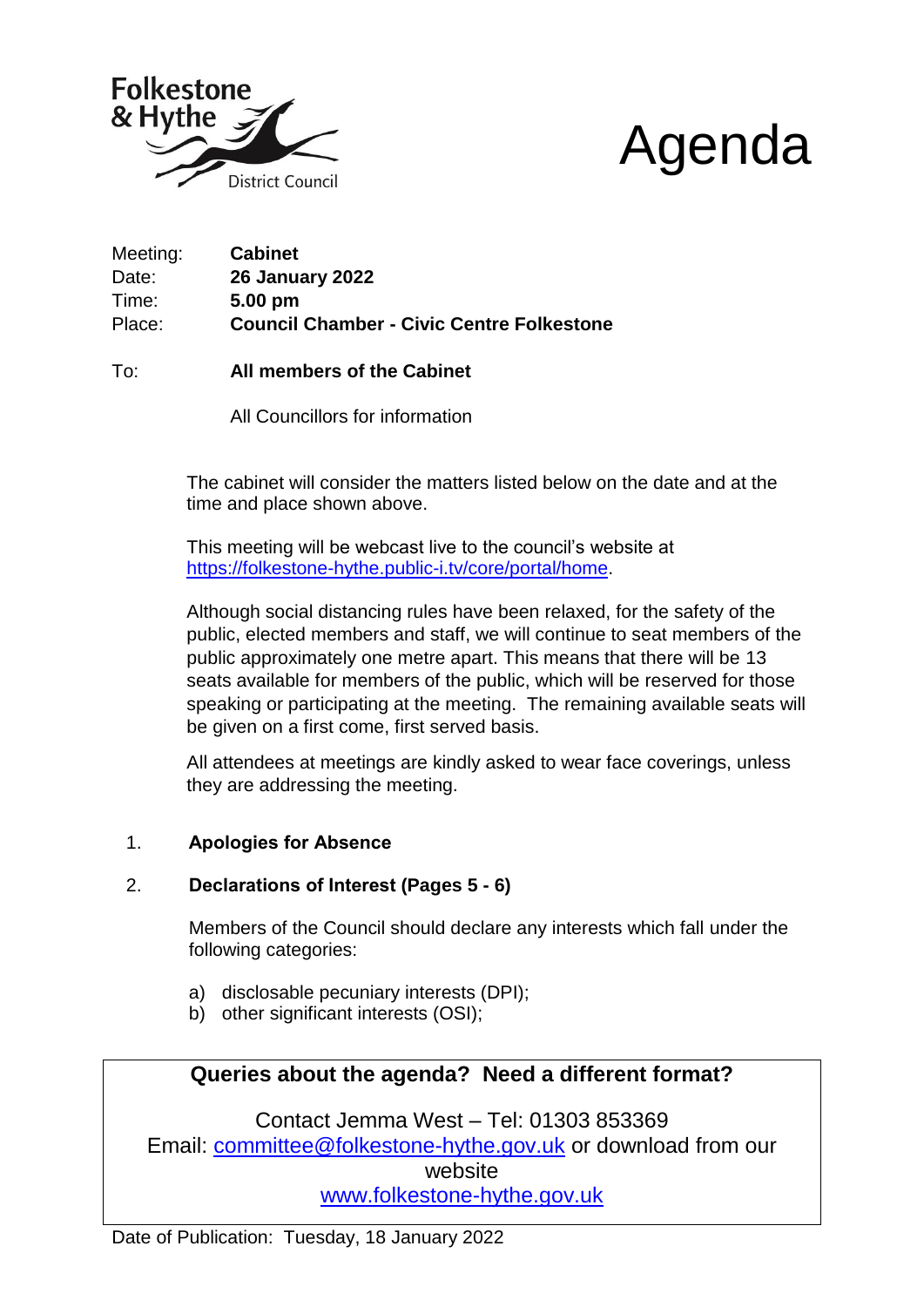Folkestone & Hythe District Council

# Agenda

| | |
|---|---|
| Meeting: | **Cabinet** |
| Date: | **26 January 2022** |
| Time: | **5.00 pm** |
| Place: | **Council Chamber - Civic Centre Folkestone** |

To: **All members of the Cabinet**

All Councillors for information

The cabinet will consider the matters listed below on the date and at the time and place shown above.

This meeting will be webcast live to the council's website at https://folkestone-hythe.public-i.tv/core/portal/home.

Although social distancing rules have been relaxed, for the safety of the public, elected members and staff, we will continue to seat members of the public approximately one metre apart. This means that there will be 13 seats available for members of the public, which will be reserved for those speaking or participating at the meeting. The remaining available seats will be given on a first come, first served basis.

All attendees at meetings are kindly asked to wear face coverings, unless they are addressing the meeting.

1. **Apologies for Absence**

2. **Declarations of Interest (Pages 5 - 6)**

   Members of the Council should declare any interests which fall under the following categories:

   a) disclosable pecuniary interests (DPI);
   b) other significant interests (OSI);

**Queries about the agenda? Need a different format?**

Contact Jemma West – Tel: 01303 853369
Email: committee@folkestone-hythe.gov.uk or download from our website
www.folkestone-hythe.gov.uk

Date of Publication: Tuesday, 18 January 2022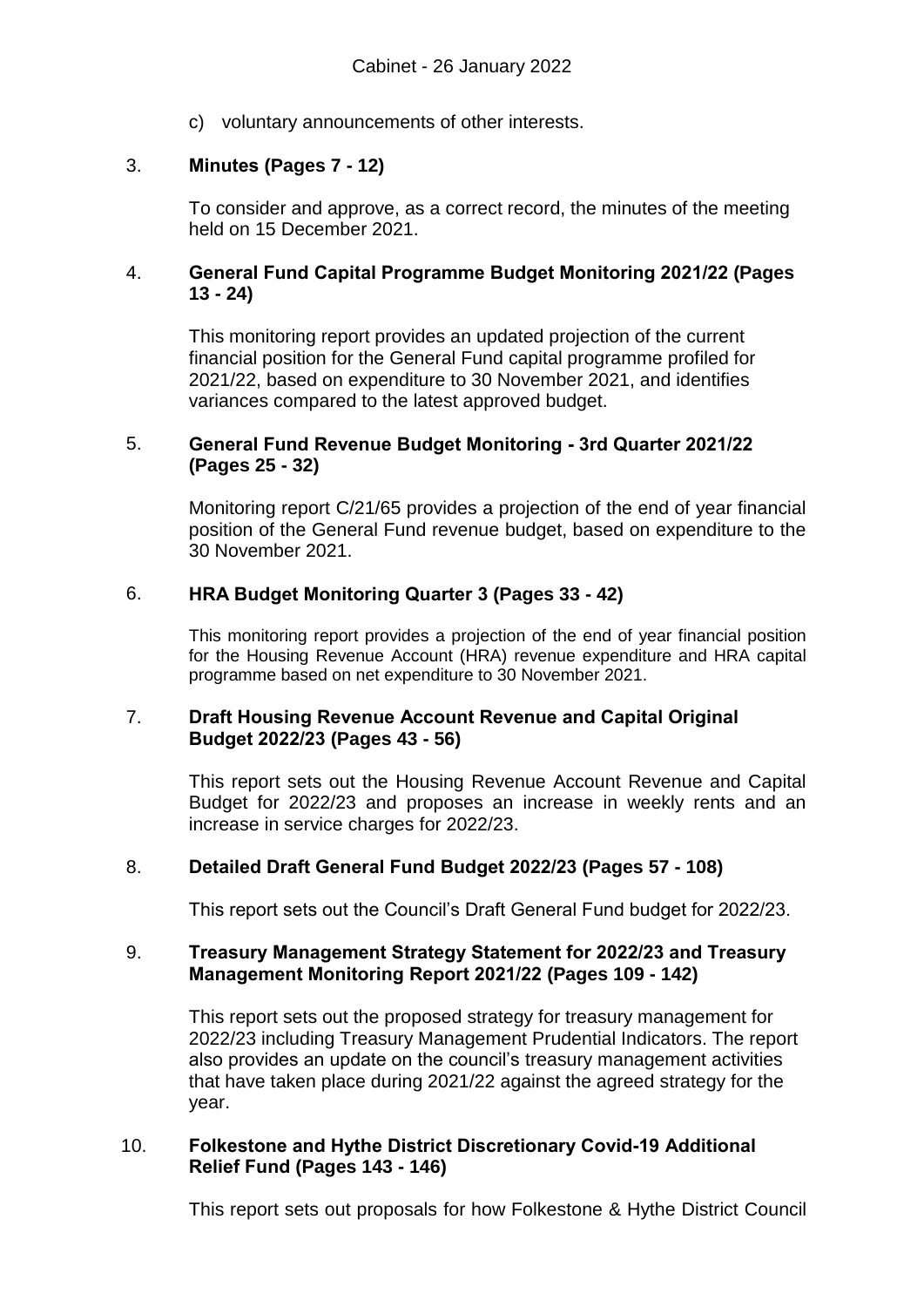c) voluntary announcements of other interests.

3. **Minutes (Pages 7 - 12)**

   To consider and approve, as a correct record, the minutes of the meeting held on 15 December 2021.

4. **General Fund Capital Programme Budget Monitoring 2021/22 (Pages 13 - 24)**

   This monitoring report provides an updated projection of the current financial position for the General Fund capital programme profiled for 2021/22, based on expenditure to 30 November 2021, and identifies variances compared to the latest approved budget.

5. **General Fund Revenue Budget Monitoring - 3rd Quarter 2021/22 (Pages 25 - 32)**

   Monitoring report C/21/65 provides a projection of the end of year financial position of the General Fund revenue budget, based on expenditure to the 30 November 2021.

6. **HRA Budget Monitoring Quarter 3 (Pages 33 - 42)**

   This monitoring report provides a projection of the end of year financial position for the Housing Revenue Account (HRA) revenue expenditure and HRA capital programme based on net expenditure to 30 November 2021.

7. **Draft Housing Revenue Account Revenue and Capital Original Budget 2022/23 (Pages 43 - 56)**

   This report sets out the Housing Revenue Account Revenue and Capital Budget for 2022/23 and proposes an increase in weekly rents and an increase in service charges for 2022/23.

8. **Detailed Draft General Fund Budget 2022/23 (Pages 57 - 108)**

   This report sets out the Council's Draft General Fund budget for 2022/23.

9. **Treasury Management Strategy Statement for 2022/23 and Treasury Management Monitoring Report 2021/22 (Pages 109 - 142)**

   This report sets out the proposed strategy for treasury management for 2022/23 including Treasury Management Prudential Indicators. The report also provides an update on the council's treasury management activities that have taken place during 2021/22 against the agreed strategy for the year.

10. **Folkestone and Hythe District Discretionary Covid-19 Additional Relief Fund (Pages 143 - 146)**

    This report sets out proposals for how Folkestone & Hythe District Council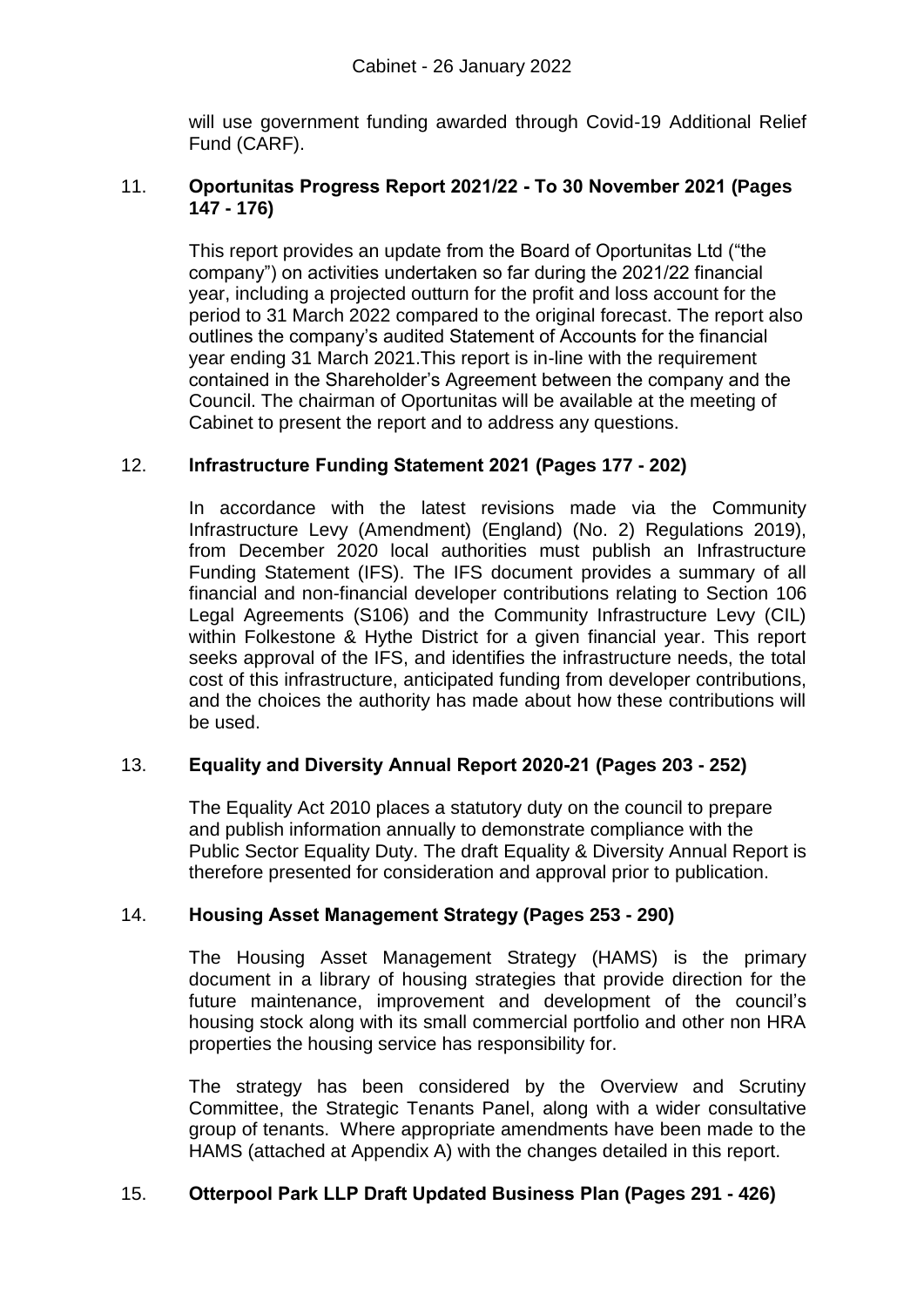will use government funding awarded through Covid-19 Additional Relief Fund (CARF).

11. **Oportunitas Progress Report 2021/22 - To 30 November 2021 (Pages 147 - 176)**

    This report provides an update from the Board of Oportunitas Ltd ("the company") on activities undertaken so far during the 2021/22 financial year, including a projected outturn for the profit and loss account for the period to 31 March 2022 compared to the original forecast. The report also outlines the company's audited Statement of Accounts for the financial year ending 31 March 2021.This report is in-line with the requirement contained in the Shareholder's Agreement between the company and the Council. The chairman of Oportunitas will be available at the meeting of Cabinet to present the report and to address any questions.

12. **Infrastructure Funding Statement 2021 (Pages 177 - 202)**

    In accordance with the latest revisions made via the Community Infrastructure Levy (Amendment) (England) (No. 2) Regulations 2019), from December 2020 local authorities must publish an Infrastructure Funding Statement (IFS). The IFS document provides a summary of all financial and non-financial developer contributions relating to Section 106 Legal Agreements (S106) and the Community Infrastructure Levy (CIL) within Folkestone & Hythe District for a given financial year. This report seeks approval of the IFS, and identifies the infrastructure needs, the total cost of this infrastructure, anticipated funding from developer contributions, and the choices the authority has made about how these contributions will be used.

13. **Equality and Diversity Annual Report 2020-21 (Pages 203 - 252)**

    The Equality Act 2010 places a statutory duty on the council to prepare and publish information annually to demonstrate compliance with the Public Sector Equality Duty. The draft Equality & Diversity Annual Report is therefore presented for consideration and approval prior to publication.

14. **Housing Asset Management Strategy (Pages 253 - 290)**

    The Housing Asset Management Strategy (HAMS) is the primary document in a library of housing strategies that provide direction for the future maintenance, improvement and development of the council's housing stock along with its small commercial portfolio and other non HRA properties the housing service has responsibility for.

    The strategy has been considered by the Overview and Scrutiny Committee, the Strategic Tenants Panel, along with a wider consultative group of tenants. Where appropriate amendments have been made to the HAMS (attached at Appendix A) with the changes detailed in this report.

15. **Otterpool Park LLP Draft Updated Business Plan (Pages 291 - 426)**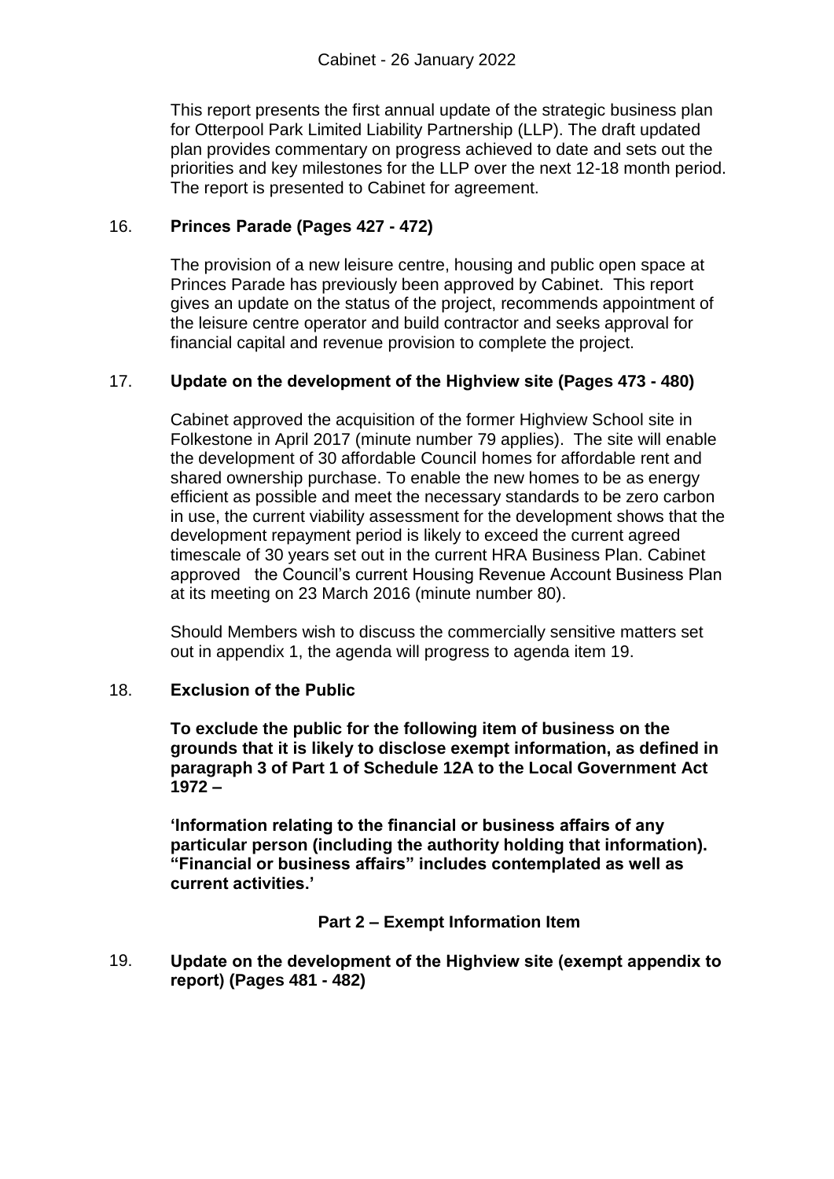This report presents the first annual update of the strategic business plan for Otterpool Park Limited Liability Partnership (LLP). The draft updated plan provides commentary on progress achieved to date and sets out the priorities and key milestones for the LLP over the next 12-18 month period. The report is presented to Cabinet for agreement.

16. **Princes Parade (Pages 427 - 472)**

The provision of a new leisure centre, housing and public open space at Princes Parade has previously been approved by Cabinet. This report gives an update on the status of the project, recommends appointment of the leisure centre operator and build contractor and seeks approval for financial capital and revenue provision to complete the project.

17. **Update on the development of the Highview site (Pages 473 - 480)**

Cabinet approved the acquisition of the former Highview School site in Folkestone in April 2017 (minute number 79 applies). The site will enable the development of 30 affordable Council homes for affordable rent and shared ownership purchase. To enable the new homes to be as energy efficient as possible and meet the necessary standards to be zero carbon in use, the current viability assessment for the development shows that the development repayment period is likely to exceed the current agreed timescale of 30 years set out in the current HRA Business Plan. Cabinet approved the Council's current Housing Revenue Account Business Plan at its meeting on 23 March 2016 (minute number 80).

Should Members wish to discuss the commercially sensitive matters set out in appendix 1, the agenda will progress to agenda item 19.

18. **Exclusion of the Public**

**To exclude the public for the following item of business on the grounds that it is likely to disclose exempt information, as defined in paragraph 3 of Part 1 of Schedule 12A to the Local Government Act 1972 –**

**'Information relating to the financial or business affairs of any particular person (including the authority holding that information). "Financial or business affairs" includes contemplated as well as current activities.'**

**Part 2 – Exempt Information Item**

19. **Update on the development of the Highview site (exempt appendix to report) (Pages 481 - 482)**